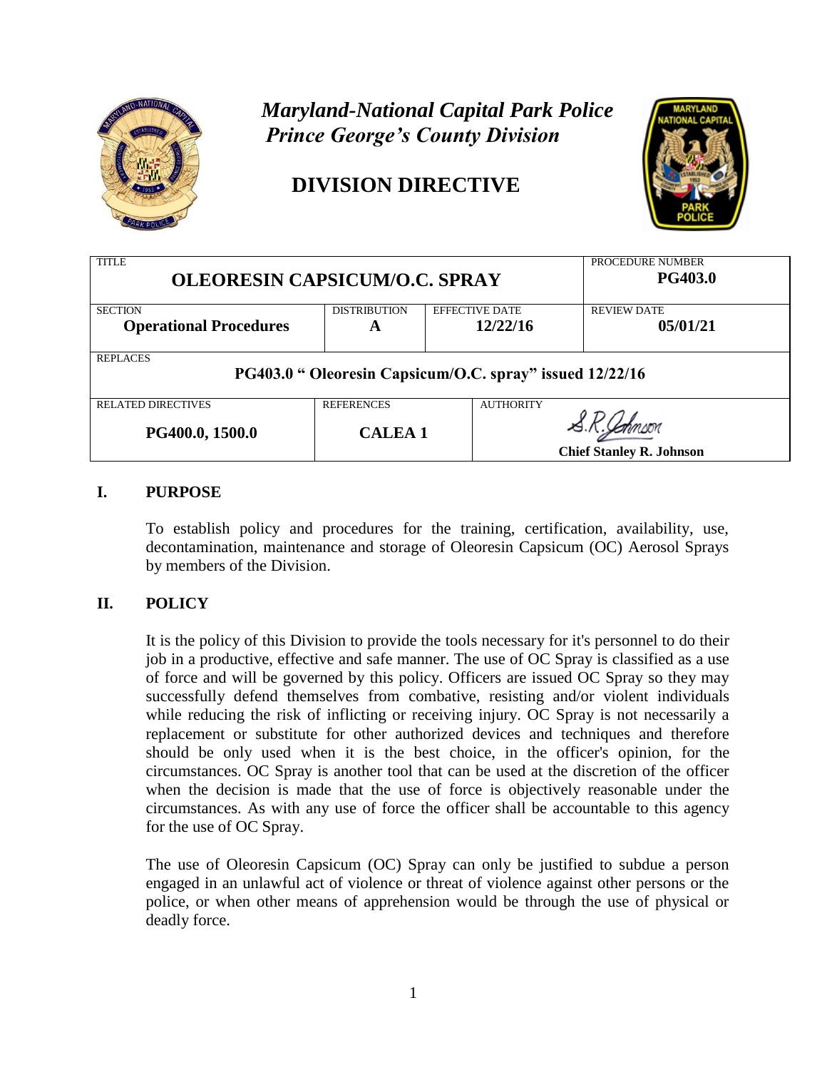# *Maryland-National Capital Park Police*
# *Prince George's County Division*

# DIVISION DIRECTIVE

| TITLE | | | PROCEDURE NUMBER |
|---|---|---|---|
| **OLEORESIN CAPSICUM/O.C. SPRAY** | | | **PG403.0** |
| SECTION **Operational Procedures** | DISTRIBUTION **A** | EFFECTIVE DATE **12/22/16** | REVIEW DATE **05/01/21** |
| REPLACES **PG403.0 " Oleoresin Capsicum/O.C. spray" issued 12/22/16** | | | |
| RELATED DIRECTIVES **PG400.0, 1500.0** | REFERENCES **CALEA 1** | AUTHORITY S.R. Johnson **Chief Stanley R. Johnson** | |

## I. PURPOSE

To establish policy and procedures for the training, certification, availability, use, decontamination, maintenance and storage of Oleoresin Capsicum (OC) Aerosol Sprays by members of the Division.

## II. POLICY

It is the policy of this Division to provide the tools necessary for it's personnel to do their job in a productive, effective and safe manner. The use of OC Spray is classified as a use of force and will be governed by this policy. Officers are issued OC Spray so they may successfully defend themselves from combative, resisting and/or violent individuals while reducing the risk of inflicting or receiving injury. OC Spray is not necessarily a replacement or substitute for other authorized devices and techniques and therefore should be only used when it is the best choice, in the officer's opinion, for the circumstances. OC Spray is another tool that can be used at the discretion of the officer when the decision is made that the use of force is objectively reasonable under the circumstances. As with any use of force the officer shall be accountable to this agency for the use of OC Spray.

The use of Oleoresin Capsicum (OC) Spray can only be justified to subdue a person engaged in an unlawful act of violence or threat of violence against other persons or the police, or when other means of apprehension would be through the use of physical or deadly force.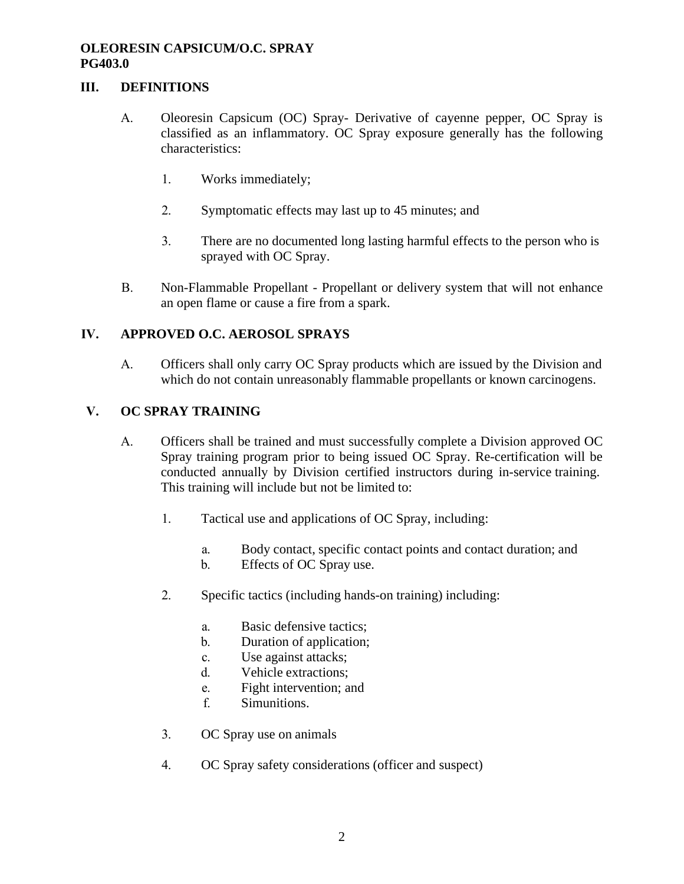**OLEORESIN CAPSICUM/O.C. SPRAY**
**PG403.0**

## III. DEFINITIONS

A. Oleoresin Capsicum (OC) Spray- Derivative of cayenne pepper, OC Spray is classified as an inflammatory. OC Spray exposure generally has the following characteristics:

1. Works immediately;

2. Symptomatic effects may last up to 45 minutes; and

3. There are no documented long lasting harmful effects to the person who is sprayed with OC Spray.

B. Non-Flammable Propellant - Propellant or delivery system that will not enhance an open flame or cause a fire from a spark.

## IV. APPROVED O.C. AEROSOL SPRAYS

A. Officers shall only carry OC Spray products which are issued by the Division and which do not contain unreasonably flammable propellants or known carcinogens.

## V. OC SPRAY TRAINING

A. Officers shall be trained and must successfully complete a Division approved OC Spray training program prior to being issued OC Spray. Re-certification will be conducted annually by Division certified instructors during in-service training. This training will include but not be limited to:

1. Tactical use and applications of OC Spray, including:

    a. Body contact, specific contact points and contact duration; and
    b. Effects of OC Spray use.

2. Specific tactics (including hands-on training) including:

    a. Basic defensive tactics;
    b. Duration of application;
    c. Use against attacks;
    d. Vehicle extractions;
    e. Fight intervention; and
    f. Simunitions.

3. OC Spray use on animals

4. OC Spray safety considerations (officer and suspect)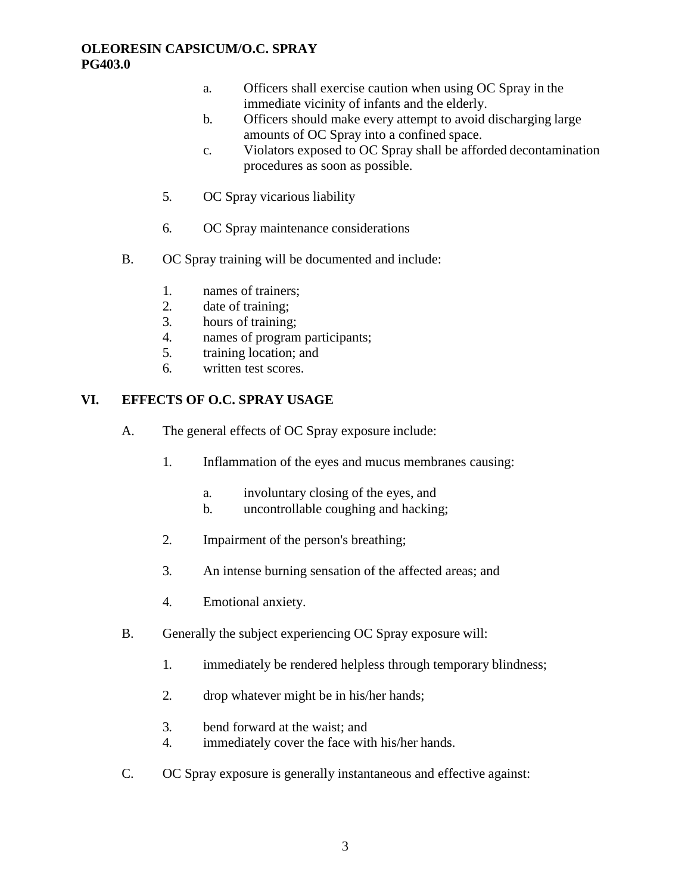a. Officers shall exercise caution when using OC Spray in the immediate vicinity of infants and the elderly.
b. Officers should make every attempt to avoid discharging large amounts of OC Spray into a confined space.
c. Violators exposed to OC Spray shall be afforded decontamination procedures as soon as possible.

5. OC Spray vicarious liability

6. OC Spray maintenance considerations

B. OC Spray training will be documented and include:

1. names of trainers;
2. date of training;
3. hours of training;
4. names of program participants;
5. training location; and
6. written test scores.

## VI. EFFECTS OF O.C. SPRAY USAGE

A. The general effects of OC Spray exposure include:

1. Inflammation of the eyes and mucus membranes causing:

   a. involuntary closing of the eyes, and
   b. uncontrollable coughing and hacking;

2. Impairment of the person's breathing;

3. An intense burning sensation of the affected areas; and

4. Emotional anxiety.

B. Generally the subject experiencing OC Spray exposure will:

1. immediately be rendered helpless through temporary blindness;

2. drop whatever might be in his/her hands;

3. bend forward at the waist; and
4. immediately cover the face with his/her hands.

C. OC Spray exposure is generally instantaneous and effective against: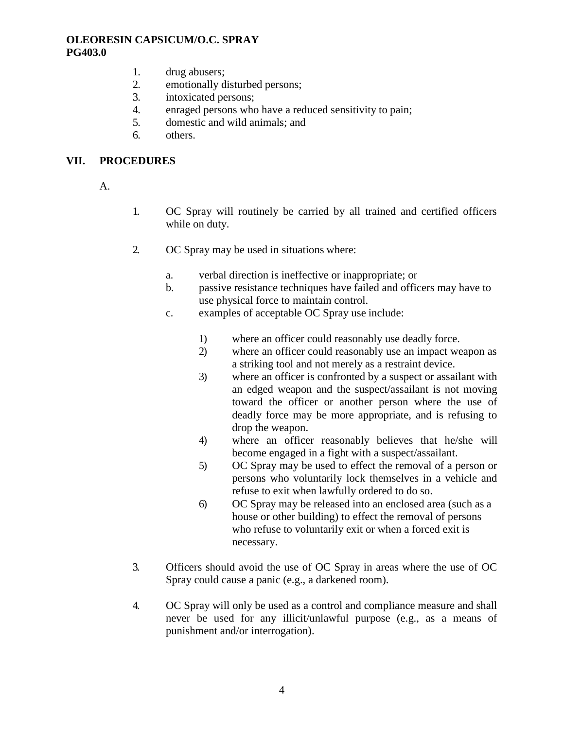1. drug abusers;
2. emotionally disturbed persons;
3. intoxicated persons;
4. enraged persons who have a reduced sensitivity to pain;
5. domestic and wild animals; and
6. others.

## VII. PROCEDURES

A.

1. OC Spray will routinely be carried by all trained and certified officers while on duty.

2. OC Spray may be used in situations where:

   a. verbal direction is ineffective or inappropriate; or
   b. passive resistance techniques have failed and officers may have to use physical force to maintain control.
   c. examples of acceptable OC Spray use include:

      1) where an officer could reasonably use deadly force.
      2) where an officer could reasonably use an impact weapon as a striking tool and not merely as a restraint device.
      3) where an officer is confronted by a suspect or assailant with an edged weapon and the suspect/assailant is not moving toward the officer or another person where the use of deadly force may be more appropriate, and is refusing to drop the weapon.
      4) where an officer reasonably believes that he/she will become engaged in a fight with a suspect/assailant.
      5) OC Spray may be used to effect the removal of a person or persons who voluntarily lock themselves in a vehicle and refuse to exit when lawfully ordered to do so.
      6) OC Spray may be released into an enclosed area (such as a house or other building) to effect the removal of persons who refuse to voluntarily exit or when a forced exit is necessary.

3. Officers should avoid the use of OC Spray in areas where the use of OC Spray could cause a panic (e.g., a darkened room).

4. OC Spray will only be used as a control and compliance measure and shall never be used for any illicit/unlawful purpose (e.g., as a means of punishment and/or interrogation).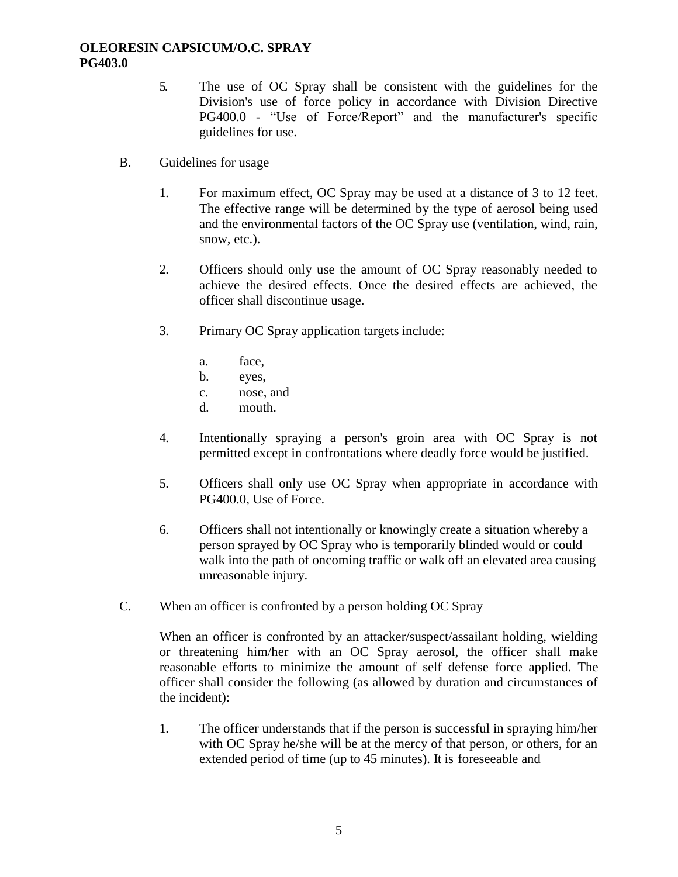5. The use of OC Spray shall be consistent with the guidelines for the Division's use of force policy in accordance with Division Directive PG400.0 - "Use of Force/Report" and the manufacturer's specific guidelines for use.

B. Guidelines for usage

1. For maximum effect, OC Spray may be used at a distance of 3 to 12 feet. The effective range will be determined by the type of aerosol being used and the environmental factors of the OC Spray use (ventilation, wind, rain, snow, etc.).

2. Officers should only use the amount of OC Spray reasonably needed to achieve the desired effects. Once the desired effects are achieved, the officer shall discontinue usage.

3. Primary OC Spray application targets include:

   a. face,
   b. eyes,
   c. nose, and
   d. mouth.

4. Intentionally spraying a person's groin area with OC Spray is not permitted except in confrontations where deadly force would be justified.

5. Officers shall only use OC Spray when appropriate in accordance with PG400.0, Use of Force.

6. Officers shall not intentionally or knowingly create a situation whereby a person sprayed by OC Spray who is temporarily blinded would or could walk into the path of oncoming traffic or walk off an elevated area causing unreasonable injury.

C. When an officer is confronted by a person holding OC Spray

When an officer is confronted by an attacker/suspect/assailant holding, wielding or threatening him/her with an OC Spray aerosol, the officer shall make reasonable efforts to minimize the amount of self defense force applied. The officer shall consider the following (as allowed by duration and circumstances of the incident):

1. The officer understands that if the person is successful in spraying him/her with OC Spray he/she will be at the mercy of that person, or others, for an extended period of time (up to 45 minutes). It is foreseeable and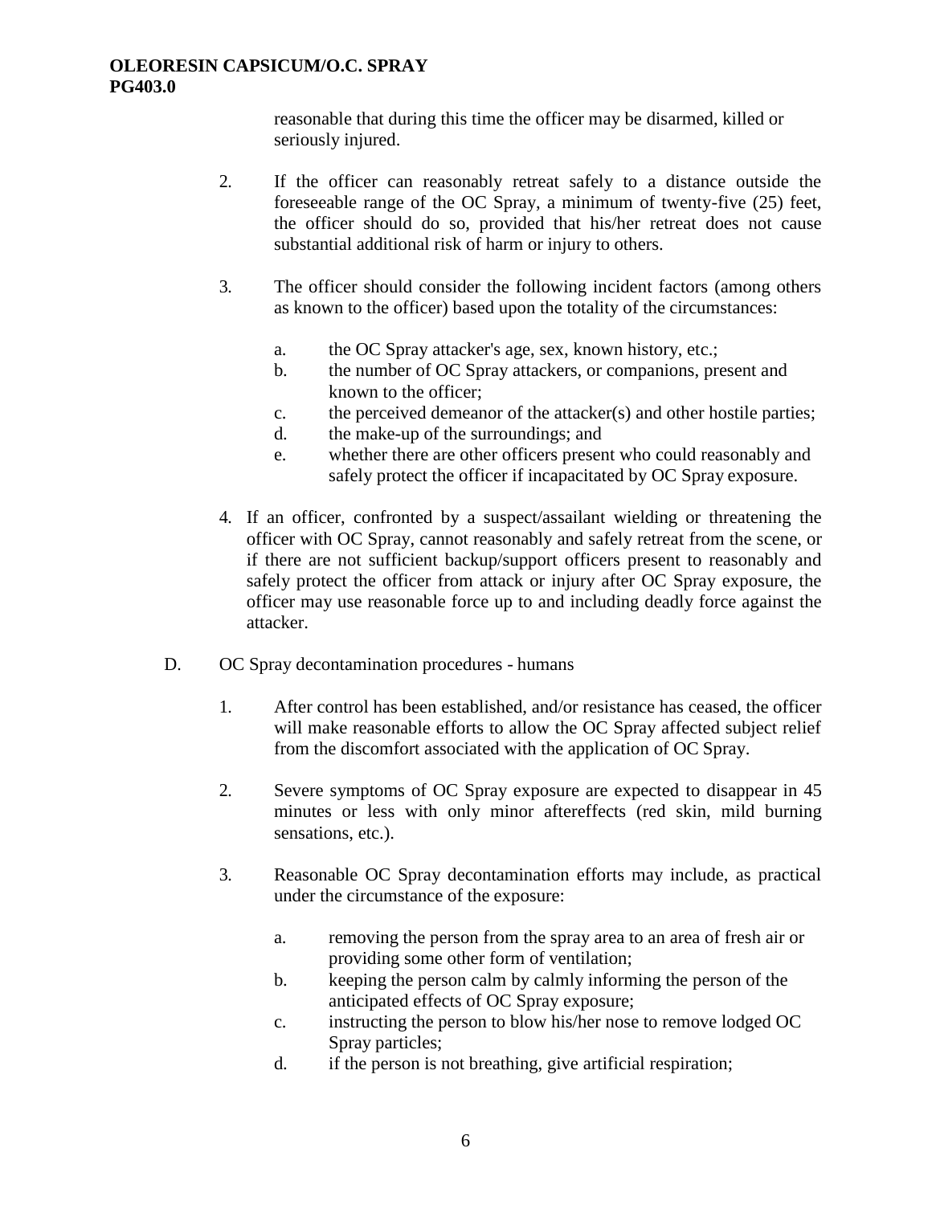reasonable that during this time the officer may be disarmed, killed or seriously injured.

2. If the officer can reasonably retreat safely to a distance outside the foreseeable range of the OC Spray, a minimum of twenty-five (25) feet, the officer should do so, provided that his/her retreat does not cause substantial additional risk of harm or injury to others.

3. The officer should consider the following incident factors (among others as known to the officer) based upon the totality of the circumstances:

   a. the OC Spray attacker's age, sex, known history, etc.;
   b. the number of OC Spray attackers, or companions, present and known to the officer;
   c. the perceived demeanor of the attacker(s) and other hostile parties;
   d. the make-up of the surroundings; and
   e. whether there are other officers present who could reasonably and safely protect the officer if incapacitated by OC Spray exposure.

4. If an officer, confronted by a suspect/assailant wielding or threatening the officer with OC Spray, cannot reasonably and safely retreat from the scene, or if there are not sufficient backup/support officers present to reasonably and safely protect the officer from attack or injury after OC Spray exposure, the officer may use reasonable force up to and including deadly force against the attacker.

D. OC Spray decontamination procedures - humans

1. After control has been established, and/or resistance has ceased, the officer will make reasonable efforts to allow the OC Spray affected subject relief from the discomfort associated with the application of OC Spray.

2. Severe symptoms of OC Spray exposure are expected to disappear in 45 minutes or less with only minor aftereffects (red skin, mild burning sensations, etc.).

3. Reasonable OC Spray decontamination efforts may include, as practical under the circumstance of the exposure:

   a. removing the person from the spray area to an area of fresh air or providing some other form of ventilation;
   b. keeping the person calm by calmly informing the person of the anticipated effects of OC Spray exposure;
   c. instructing the person to blow his/her nose to remove lodged OC Spray particles;
   d. if the person is not breathing, give artificial respiration;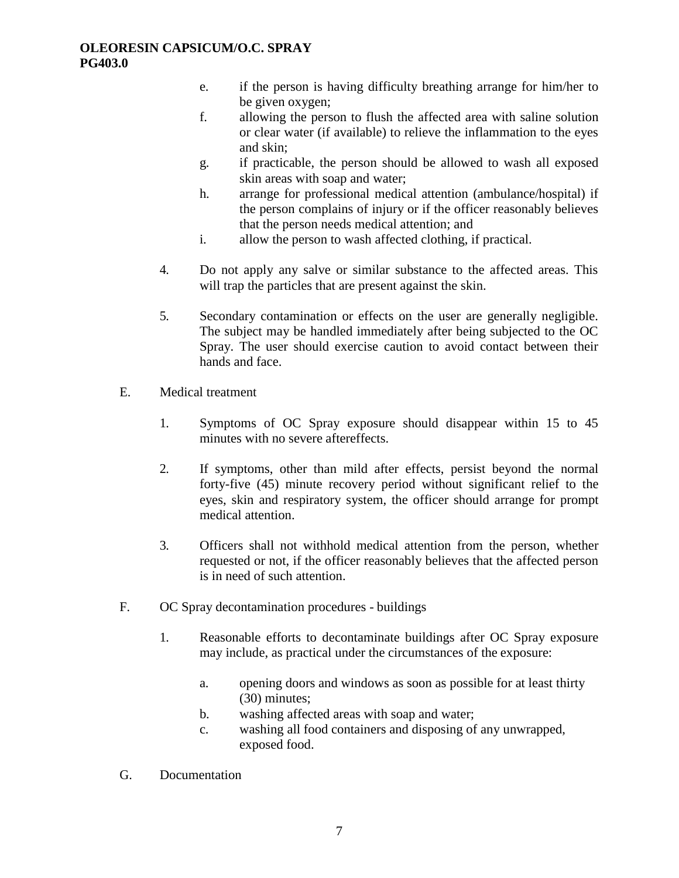e. if the person is having difficulty breathing arrange for him/her to be given oxygen;

f. allowing the person to flush the affected area with saline solution or clear water (if available) to relieve the inflammation to the eyes and skin;

g. if practicable, the person should be allowed to wash all exposed skin areas with soap and water;

h. arrange for professional medical attention (ambulance/hospital) if the person complains of injury or if the officer reasonably believes that the person needs medical attention; and

i. allow the person to wash affected clothing, if practical.

4. Do not apply any salve or similar substance to the affected areas. This will trap the particles that are present against the skin.

5. Secondary contamination or effects on the user are generally negligible. The subject may be handled immediately after being subjected to the OC Spray. The user should exercise caution to avoid contact between their hands and face.

E. Medical treatment

1. Symptoms of OC Spray exposure should disappear within 15 to 45 minutes with no severe aftereffects.

2. If symptoms, other than mild after effects, persist beyond the normal forty-five (45) minute recovery period without significant relief to the eyes, skin and respiratory system, the officer should arrange for prompt medical attention.

3. Officers shall not withhold medical attention from the person, whether requested or not, if the officer reasonably believes that the affected person is in need of such attention.

F. OC Spray decontamination procedures - buildings

1. Reasonable efforts to decontaminate buildings after OC Spray exposure may include, as practical under the circumstances of the exposure:

   a. opening doors and windows as soon as possible for at least thirty (30) minutes;

   b. washing affected areas with soap and water;

   c. washing all food containers and disposing of any unwrapped, exposed food.

G. Documentation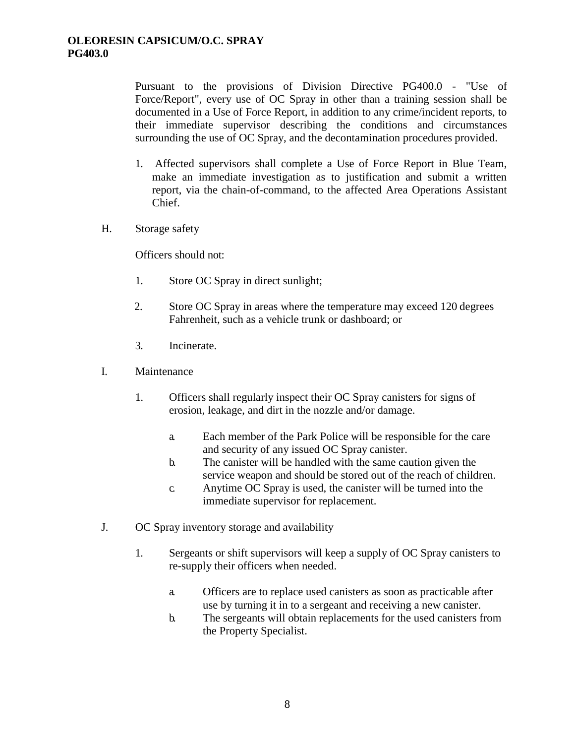Pursuant to the provisions of Division Directive PG400.0 - "Use of Force/Report", every use of OC Spray in other than a training session shall be documented in a Use of Force Report, in addition to any crime/incident reports, to their immediate supervisor describing the conditions and circumstances surrounding the use of OC Spray, and the decontamination procedures provided.

1. Affected supervisors shall complete a Use of Force Report in Blue Team, make an immediate investigation as to justification and submit a written report, via the chain-of-command, to the affected Area Operations Assistant Chief.

H. Storage safety

Officers should not:

1. Store OC Spray in direct sunlight;
2. Store OC Spray in areas where the temperature may exceed 120 degrees Fahrenheit, such as a vehicle trunk or dashboard; or
3. Incinerate.

I. Maintenance

1. Officers shall regularly inspect their OC Spray canisters for signs of erosion, leakage, and dirt in the nozzle and/or damage.
   a. Each member of the Park Police will be responsible for the care and security of any issued OC Spray canister.
   b. The canister will be handled with the same caution given the service weapon and should be stored out of the reach of children.
   c. Anytime OC Spray is used, the canister will be turned into the immediate supervisor for replacement.

J. OC Spray inventory storage and availability

1. Sergeants or shift supervisors will keep a supply of OC Spray canisters to re-supply their officers when needed.
   a. Officers are to replace used canisters as soon as practicable after use by turning it in to a sergeant and receiving a new canister.
   b. The sergeants will obtain replacements for the used canisters from the Property Specialist.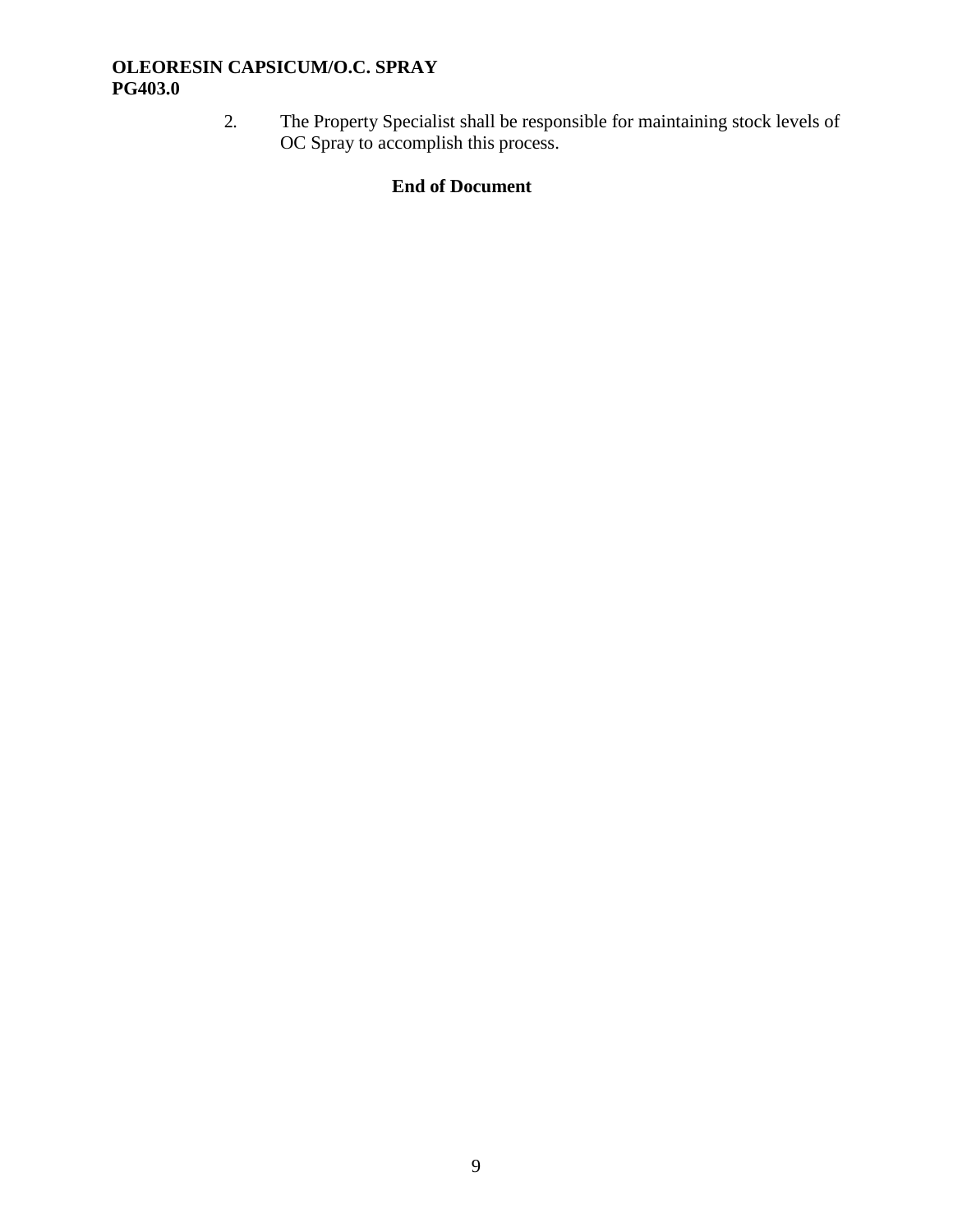2. The Property Specialist shall be responsible for maintaining stock levels of OC Spray to accomplish this process.

**End of Document**